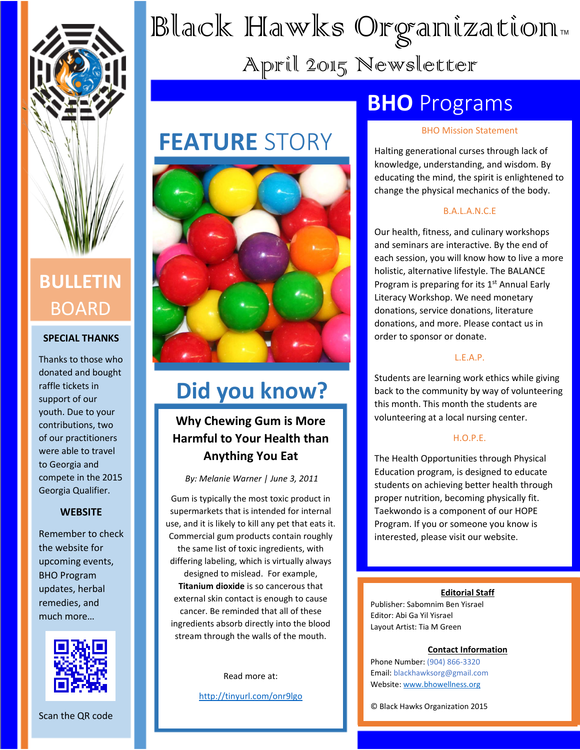# Black Hawks Organization™

## April 2015 Newsletter

## BULLETIN BOARD

### SPECIAL THANKS

Thanks to those who donated and bought raffle tickets in support of our youth. Due to your contributions, two of our practitioners were able to travel to Georgia and compete in the 2015 Georgia Qualifier.

### WEBSITE

Remember to check the website for upcoming events, BHO Program updates, herbal remedies, and much more…

Scan the QR code

## FEATURE STORY

## Did you know?

### Why Chewing Gum is More Harmful to Your Health than Anything You Eat

*By: Melanie Warner | June 3, 2011*

Gum is typically the most toxic product in supermarkets that is intended for internal use, and it is likely to kill any pet that eats it. Commercial gum products contain roughly the same list of toxic ingredients, with differing labeling, which is virtually always designed to mislead. For example, **Titanium dioxide** is so cancerous that external skin contact is enough to cause cancer. Be reminded that all of these ingredients absorb directly into the blood stream through the walls of the mouth.

Read more at:

http://tinyurl.com/onr9lgo

## BHO Programs

### BHO Mission Statement

Halting generational curses through lack of knowledge, understanding, and wisdom. By educating the mind, the spirit is enlightened to change the physical mechanics of the body.

### B.A.L.A.N.C.E

Our health, fitness, and culinary workshops and seminars are interactive. By the end of each session, you will know how to live a more holistic, alternative lifestyle. The BALANCE Program is preparing for its 1st Annual Early Literacy Workshop. We need monetary donations, service donations, literature donations, and more. Please contact us in order to sponsor or donate.

### L.E.A.P.

Students are learning work ethics while giving back to the community by way of volunteering this month. This month the students are volunteering at a local nursing center.

### H.O.P.E.

The Health Opportunities through Physical Education program, is designed to educate students on achieving better health through proper nutrition, becoming physically fit. Taekwondo is a component of our HOPE Program. If you or someone you know is interested, please visit our website.

**Editorial Staff**

Publisher: Sabomnim Ben Yisrael
Editor: Abi Ga Yil Yisrael
Layout Artist: Tia M Green

**Contact Information**

Phone Number: (904) 866-3320
Email: blackhawksorg@gmail.com
Website: www.bhowellness.org

© Black Hawks Organization 2015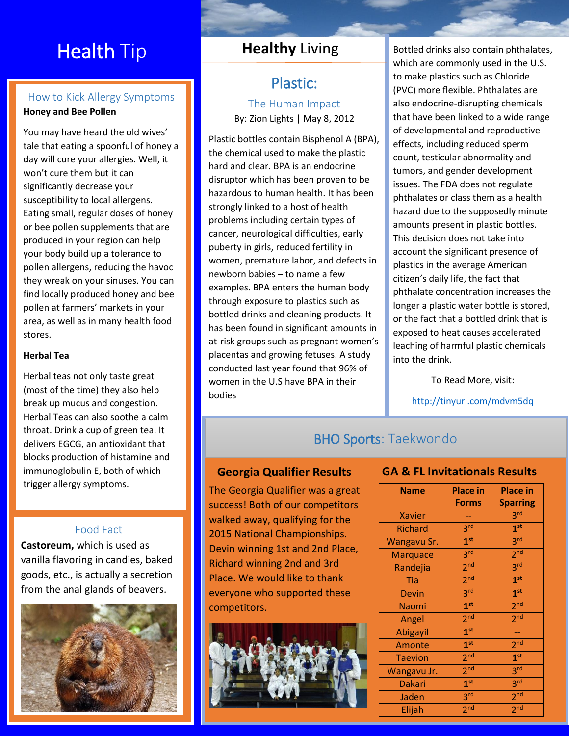# Health Tip

## How to Kick Allergy Symptoms

**Honey and Bee Pollen**

You may have heard the old wives' tale that eating a spoonful of honey a day will cure your allergies. Well, it won't cure them but it can significantly decrease your susceptibility to local allergens. Eating small, regular doses of honey or bee pollen supplements that are produced in your region can help your body build up a tolerance to pollen allergens, reducing the havoc they wreak on your sinuses. You can find locally produced honey and bee pollen at farmers' markets in your area, as well as in many health food stores.

**Herbal Tea**

Herbal teas not only taste great (most of the time) they also help break up mucus and congestion. Herbal Teas can also soothe a calm throat. Drink a cup of green tea. It delivers EGCG, an antioxidant that blocks production of histamine and immunoglobulin E, both of which trigger allergy symptoms.

## Food Fact

**Castoreum,** which is used as vanilla flavoring in candies, baked goods, etc., is actually a secretion from the anal glands of beavers.

# Healthy Living

## Plastic:

### The Human Impact

By: Zion Lights | May 8, 2012

Plastic bottles contain Bisphenol A (BPA), the chemical used to make the plastic hard and clear. BPA is an endocrine disruptor which has been proven to be hazardous to human health. It has been strongly linked to a host of health problems including certain types of cancer, neurological difficulties, early puberty in girls, reduced fertility in women, premature labor, and defects in newborn babies – to name a few examples. BPA enters the human body through exposure to plastics such as bottled drinks and cleaning products. It has been found in significant amounts in at-risk groups such as pregnant women's placentas and growing fetuses. A study conducted last year found that 96% of women in the U.S have BPA in their bodies

Bottled drinks also contain phthalates, which are commonly used in the U.S. to make plastics such as Chloride (PVC) more flexible. Phthalates are also endocrine-disrupting chemicals that have been linked to a wide range of developmental and reproductive effects, including reduced sperm count, testicular abnormality and tumors, and gender development issues. The FDA does not regulate phthalates or class them as a health hazard due to the supposedly minute amounts present in plastic bottles. This decision does not take into account the significant presence of plastics in the average American citizen's daily life, the fact that phthalate concentration increases the longer a plastic water bottle is stored, or the fact that a bottled drink that is exposed to heat causes accelerated leaching of harmful plastic chemicals into the drink.

To Read More, visit:

http://tinyurl.com/mdvm5dq

# BHO Sports: Taekwondo

### Georgia Qualifier Results

The Georgia Qualifier was a great success! Both of our competitors walked away, qualifying for the 2015 National Championships. Devin winning 1st and 2nd Place, Richard winning 2nd and 3rd Place. We would like to thank everyone who supported these competitors.

### GA & FL Invitationals Results

| Name | Place in Forms | Place in Sparring |
|---|---|---|
| Xavier | -- | 3rd |
| Richard | 3rd | **1st** |
| Wangavu Sr. | **1st** | 3rd |
| Marquace | 3rd | 2nd |
| Randejia | 2nd | 3rd |
| Tia | 2nd | **1st** |
| Devin | 3rd | **1st** |
| Naomi | **1st** | 2nd |
| Angel | 2nd | 2nd |
| Abigayil | **1st** | -- |
| Amonte | **1st** | 2nd |
| Taevion | 2nd | **1st** |
| Wangavu Jr. | 2nd | 3rd |
| Dakari | **1st** | 3rd |
| Jaden | 3rd | 2nd |
| Elijah | 2nd | 2nd |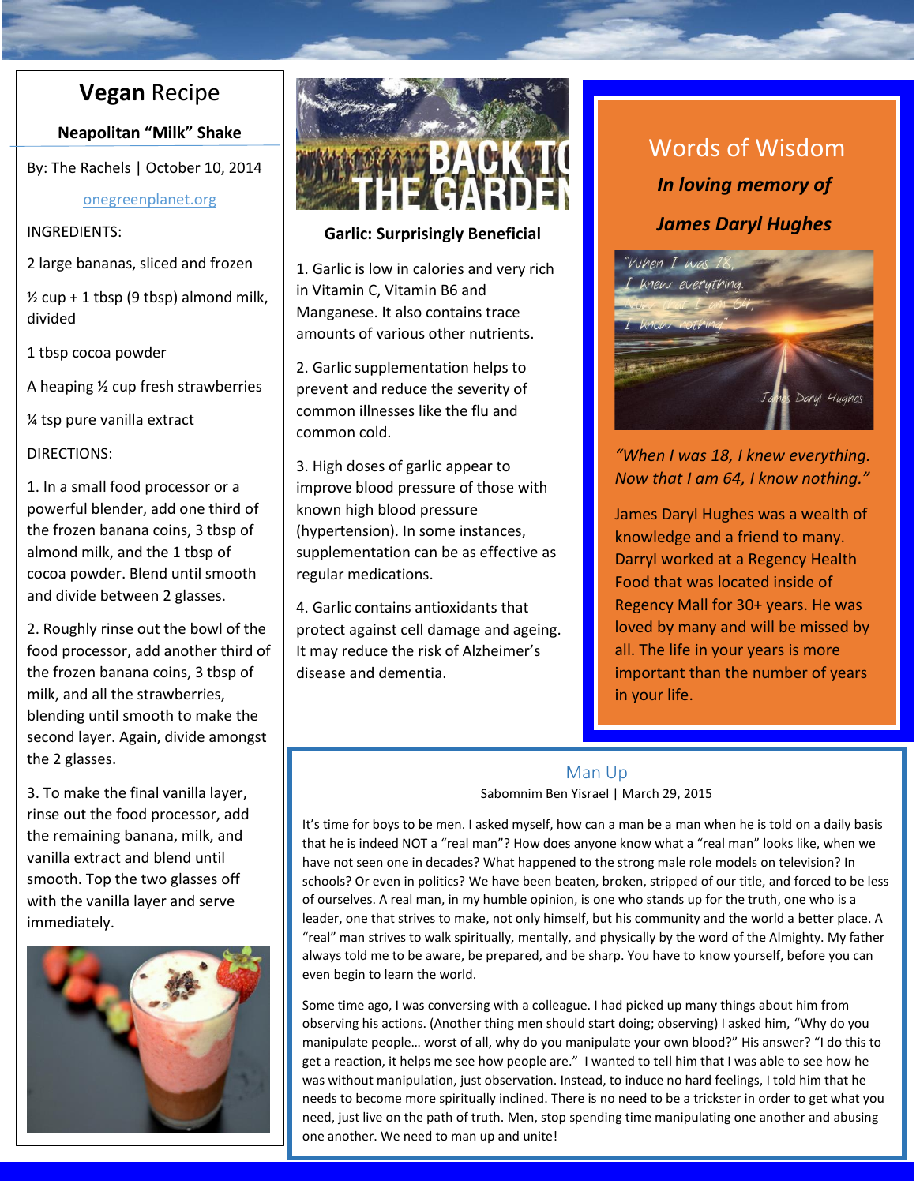# Vegan Recipe

## Neapolitan "Milk" Shake

By: The Rachels | October 10, 2014

onegreenplanet.org

INGREDIENTS:

2 large bananas, sliced and frozen

½ cup + 1 tbsp (9 tbsp) almond milk, divided

1 tbsp cocoa powder

A heaping ½ cup fresh strawberries

¼ tsp pure vanilla extract

DIRECTIONS:

1. In a small food processor or a powerful blender, add one third of the frozen banana coins, 3 tbsp of almond milk, and the 1 tbsp of cocoa powder. Blend until smooth and divide between 2 glasses.

2. Roughly rinse out the bowl of the food processor, add another third of the frozen banana coins, 3 tbsp of milk, and all the strawberries, blending until smooth to make the second layer. Again, divide amongst the 2 glasses.

3. To make the final vanilla layer, rinse out the food processor, add the remaining banana, milk, and vanilla extract and blend until smooth. Top the two glasses off with the vanilla layer and serve immediately.

## Garlic: Surprisingly Beneficial

1. Garlic is low in calories and very rich in Vitamin C, Vitamin B6 and Manganese. It also contains trace amounts of various other nutrients.

2. Garlic supplementation helps to prevent and reduce the severity of common illnesses like the flu and common cold.

3. High doses of garlic appear to improve blood pressure of those with known high blood pressure (hypertension). In some instances, supplementation can be as effective as regular medications.

4. Garlic contains antioxidants that protect against cell damage and ageing. It may reduce the risk of Alzheimer's disease and dementia.

## Words of Wisdom

***In loving memory of***

***James Daryl Hughes***

*"When I was 18, I knew everything. Now that I am 64, I know nothing."*

James Daryl Hughes was a wealth of knowledge and a friend to many. Darryl worked at a Regency Health Food that was located inside of Regency Mall for 30+ years. He was loved by many and will be missed by all. The life in your years is more important than the number of years in your life.

## Man Up

Sabomnim Ben Yisrael | March 29, 2015

It's time for boys to be men. I asked myself, how can a man be a man when he is told on a daily basis that he is indeed NOT a "real man"? How does anyone know what a "real man" looks like, when we have not seen one in decades? What happened to the strong male role models on television? In schools? Or even in politics? We have been beaten, broken, stripped of our title, and forced to be less of ourselves. A real man, in my humble opinion, is one who stands up for the truth, one who is a leader, one that strives to make, not only himself, but his community and the world a better place. A "real" man strives to walk spiritually, mentally, and physically by the word of the Almighty. My father always told me to be aware, be prepared, and be sharp. You have to know yourself, before you can even begin to learn the world.

Some time ago, I was conversing with a colleague. I had picked up many things about him from observing his actions. (Another thing men should start doing; observing) I asked him, "Why do you manipulate people… worst of all, why do you manipulate your own blood?" His answer? "I do this to get a reaction, it helps me see how people are." I wanted to tell him that I was able to see how he was without manipulation, just observation. Instead, to induce no hard feelings, I told him that he needs to become more spiritually inclined. There is no need to be a trickster in order to get what you need, just live on the path of truth. Men, stop spending time manipulating one another and abusing one another. We need to man up and unite!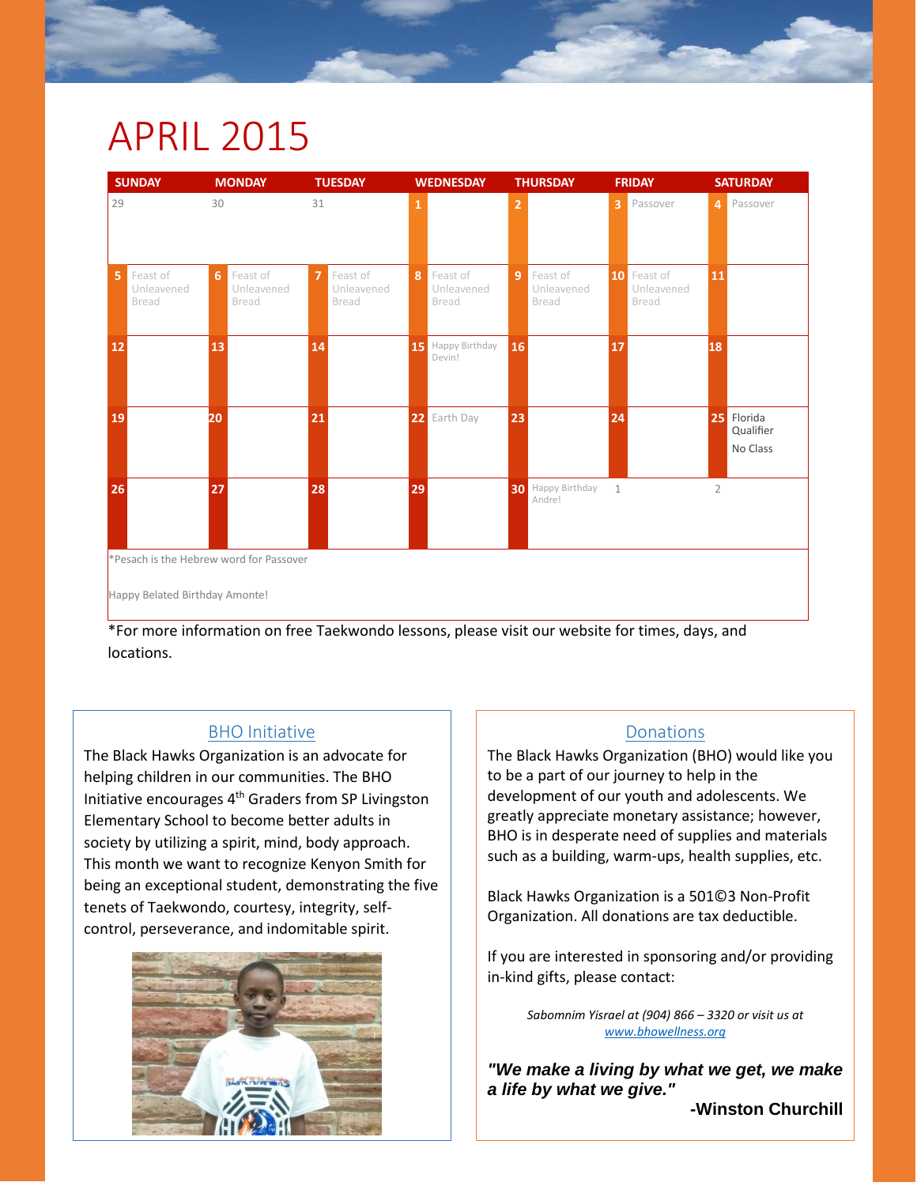# APRIL 2015

| SUNDAY | MONDAY | TUESDAY | WEDNESDAY | THURSDAY | FRIDAY | SATURDAY |
|---|---|---|---|---|---|---|
| 29 | 30 | 31 | 1 | 2 | 3 Passover | 4 Passover |
| 5 Feast of Unleavened Bread | 6 Feast of Unleavened Bread | 7 Feast of Unleavened Bread | 8 Feast of Unleavened Bread | 9 Feast of Unleavened Bread | 10 Feast of Unleavened Bread | 11 |
| 12 | 13 | 14 | 15 Happy Birthday Devin! | 16 | 17 | 18 |
| 19 | 20 | 21 | 22 Earth Day | 23 | 24 | 25 Florida Qualifier No Class |
| 26 | 27 | 28 | 29 | 30 Happy Birthday Andre! | 1 | 2 |

*Pesach is the Hebrew word for Passover

Happy Belated Birthday Amonte!

*For more information on free Taekwondo lessons, please visit our website for times, days, and locations.

## BHO Initiative

The Black Hawks Organization is an advocate for helping children in our communities. The BHO Initiative encourages 4th Graders from SP Livingston Elementary School to become better adults in society by utilizing a spirit, mind, body approach. This month we want to recognize Kenyon Smith for being an exceptional student, demonstrating the five tenets of Taekwondo, courtesy, integrity, self-control, perseverance, and indomitable spirit.

## Donations

The Black Hawks Organization (BHO) would like you to be a part of our journey to help in the development of our youth and adolescents. We greatly appreciate monetary assistance; however, BHO is in desperate need of supplies and materials such as a building, warm-ups, health supplies, etc.

Black Hawks Organization is a 501©3 Non-Profit Organization. All donations are tax deductible.

If you are interested in sponsoring and/or providing in-kind gifts, please contact:

*Sabomnim Yisrael at (904) 866 – 3320 or visit us at* [www.bhowellness.org](www.bhowellness.org)

***"We make a living by what we get, we make a life by what we give."***

**-Winston Churchill**